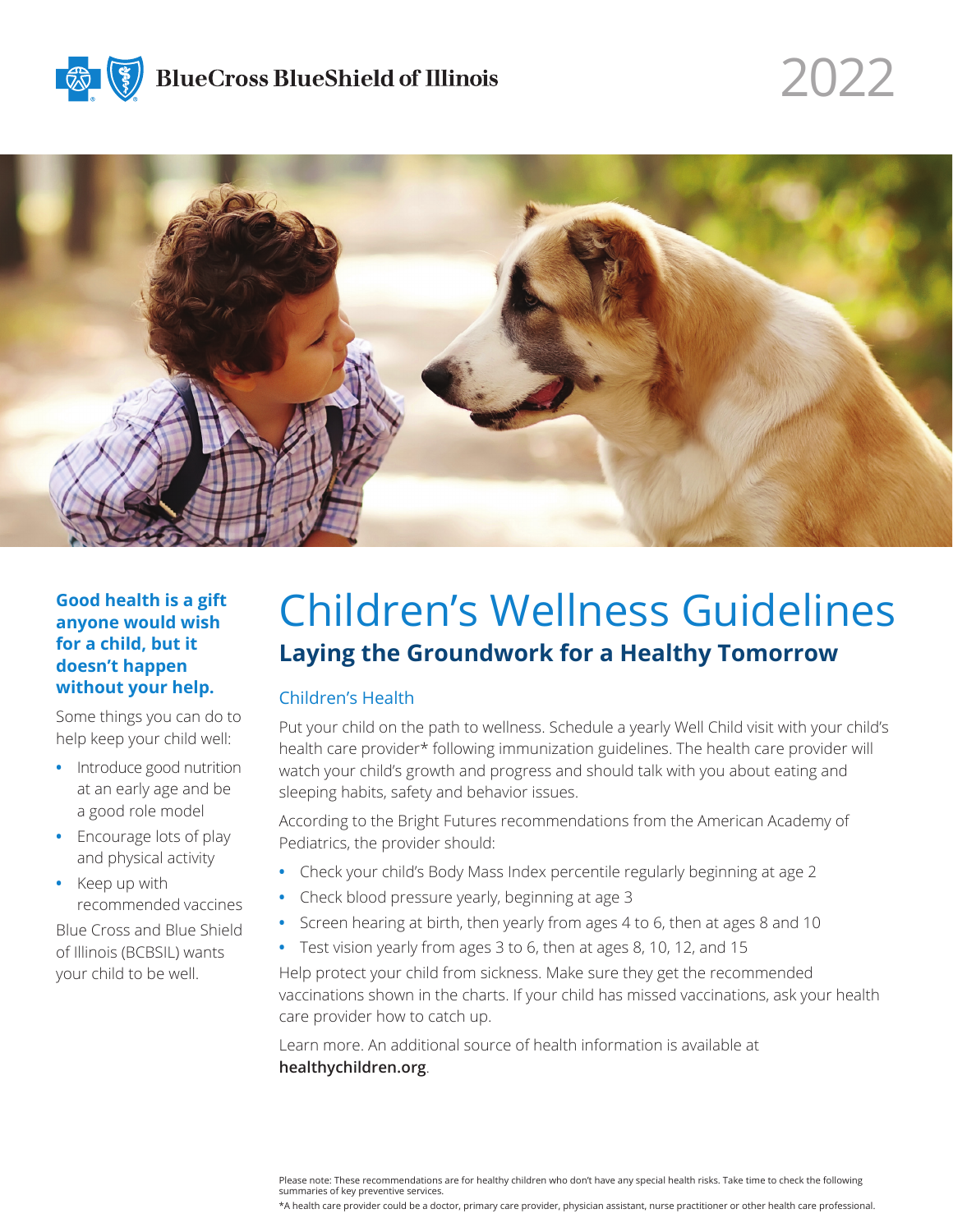BlueCross BlueShield of Illinois

2022

# Children's Wellness Guidelines

## Laying the Groundwork for a Healthy Tomorrow

**Good health is a gift anyone would wish for a child, but it doesn't happen without your help.**

Some things you can do to help keep your child well:

- Introduce good nutrition at an early age and be a good role model
- Encourage lots of play and physical activity
- Keep up with recommended vaccines

Blue Cross and Blue Shield of Illinois (BCBSIL) wants your child to be well.

### Children's Health

Put your child on the path to wellness. Schedule a yearly Well Child visit with your child's health care provider* following immunization guidelines. The health care provider will watch your child's growth and progress and should talk with you about eating and sleeping habits, safety and behavior issues.

According to the Bright Futures recommendations from the American Academy of Pediatrics, the provider should:

- Check your child's Body Mass Index percentile regularly beginning at age 2
- Check blood pressure yearly, beginning at age 3
- Screen hearing at birth, then yearly from ages 4 to 6, then at ages 8 and 10
- Test vision yearly from ages 3 to 6, then at ages 8, 10, 12, and 15

Help protect your child from sickness. Make sure they get the recommended vaccinations shown in the charts. If your child has missed vaccinations, ask your health care provider how to catch up.

Learn more. An additional source of health information is available at **healthychildren.org**.

Please note: These recommendations are for healthy children who don't have any special health risks. Take time to check the following summaries of key preventive services.

*A health care provider could be a doctor, primary care provider, physician assistant, nurse practitioner or other health care professional.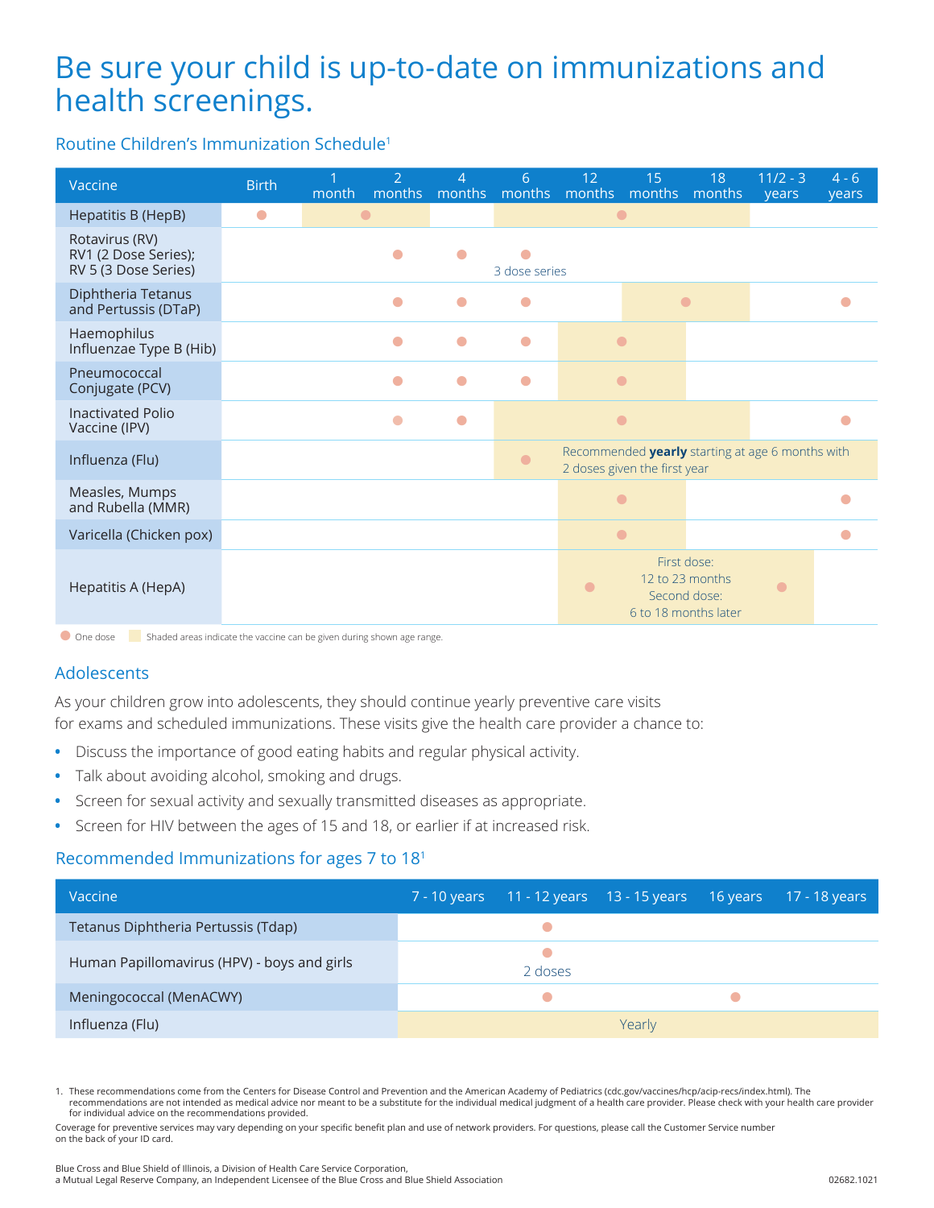# Be sure your child is up-to-date on immunizations and health screenings.

## Routine Children's Immunization Schedule[1]

| Vaccine | Birth | 1 month | 2 months | 4 months | 6 months | 12 months | 15 months | 18 months | 11/2 - 3 years | 4 - 6 years |
|---|---|---|---|---|---|---|---|---|---|---|
| Hepatitis B (HepB) | ● | | ● | | | ● | | | | |
| Rotavirus (RV) RV1 (2 Dose Series); RV 5 (3 Dose Series) | | | ● | ● | ● 3 dose series | | | | | |
| Diphtheria Tetanus and Pertussis (DTaP) | | | ● | ● | ● | | ● | | | ● |
| Haemophilus Influenzae Type B (Hib) | | | ● | ● | ● | ● | | | | |
| Pneumococcal Conjugate (PCV) | | | ● | ● | ● | ● | | | | |
| Inactivated Polio Vaccine (IPV) | | | ● | ● | | ● | | | | ● |
| Influenza (Flu) | | | | | ● | Recommended **yearly** starting at age 6 months with 2 doses given the first year | | | | |
| Measles, Mumps and Rubella (MMR) | | | | | | ● | | | | ● |
| Varicella (Chicken pox) | | | | | | ● | | | | ● |
| Hepatitis A (HepA) | | | | | | ● | First dose: 12 to 23 months Second dose: 6 to 18 months later | | ● | |

● One dose Shaded areas indicate the vaccine can be given during shown age range.

## Adolescents

As your children grow into adolescents, they should continue yearly preventive care visits for exams and scheduled immunizations. These visits give the health care provider a chance to:

- Discuss the importance of good eating habits and regular physical activity.
- Talk about avoiding alcohol, smoking and drugs.
- Screen for sexual activity and sexually transmitted diseases as appropriate.
- Screen for HIV between the ages of 15 and 18, or earlier if at increased risk.

## Recommended Immunizations for ages 7 to 18[1]

| Vaccine | 7 - 10 years | 11 - 12 years | 13 - 15 years | 16 years | 17 - 18 years |
|---|---|---|---|---|---|
| Tetanus Diphtheria Pertussis (Tdap) | | ● | | | |
| Human Papillomavirus (HPV) - boys and girls | | ● 2 doses | | | |
| Meningococcal (MenACWY) | | ● | | ● | |
| Influenza (Flu) | Yearly | | | | |

1. These recommendations come from the Centers for Disease Control and Prevention and the American Academy of Pediatrics (cdc.gov/vaccines/hcp/acip-recs/index.html). The recommendations are not intended as medical advice nor meant to be a substitute for the individual medical judgment of a health care provider. Please check with your health care provider for individual advice on the recommendations provided.

Coverage for preventive services may vary depending on your specific benefit plan and use of network providers. For questions, please call the Customer Service number on the back of your ID card.

Blue Cross and Blue Shield of Illinois, a Division of Health Care Service Corporation, a Mutual Legal Reserve Company, an Independent Licensee of the Blue Cross and Blue Shield Association

02682.1021